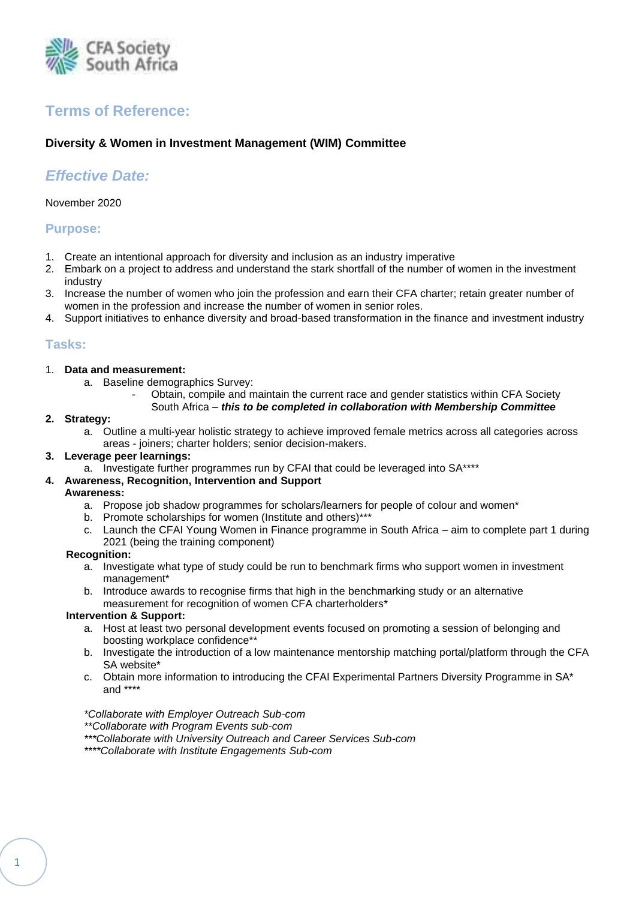CFA Society South Africa

# Terms of Reference:

**Diversity & Women in Investment Management (WIM) Committee**

## *Effective Date:*

November 2020

## Purpose:

1. Create an intentional approach for diversity and inclusion as an industry imperative
2. Embark on a project to address and understand the stark shortfall of the number of women in the investment industry
3. Increase the number of women who join the profession and earn their CFA charter; retain greater number of women in the profession and increase the number of women in senior roles.
4. Support initiatives to enhance diversity and broad-based transformation in the finance and investment industry

## Tasks:

1. **Data and measurement:**
    a. Baseline demographics Survey:
        - Obtain, compile and maintain the current race and gender statistics within CFA Society South Africa – ***this to be completed in collaboration with Membership Committee***
2. **Strategy:**
    a. Outline a multi-year holistic strategy to achieve improved female metrics across all categories across areas - joiners; charter holders; senior decision-makers.
3. **Leverage peer learnings:**
    a. Investigate further programmes run by CFAI that could be leveraged into SA****
4. **Awareness, Recognition, Intervention and Support**

    **Awareness:**
    a. Propose job shadow programmes for scholars/learners for people of colour and women*
    b. Promote scholarships for women (Institute and others)***
    c. Launch the CFAI Young Women in Finance programme in South Africa – aim to complete part 1 during 2021 (being the training component)

    **Recognition:**
    a. Investigate what type of study could be run to benchmark firms who support women in investment management*
    b. Introduce awards to recognise firms that high in the benchmarking study or an alternative measurement for recognition of women CFA charterholders*

    **Intervention & Support:**
    a. Host at least two personal development events focused on promoting a session of belonging and boosting workplace confidence**
    b. Investigate the introduction of a low maintenance mentorship matching portal/platform through the CFA SA website*
    c. Obtain more information to introducing the CFAI Experimental Partners Diversity Programme in SA* and ****

*\*Collaborate with Employer Outreach Sub-com*
*\*\*Collaborate with Program Events sub-com*
*\*\*\*Collaborate with University Outreach and Career Services Sub-com*
*\*\*\*\*Collaborate with Institute Engagements Sub-com*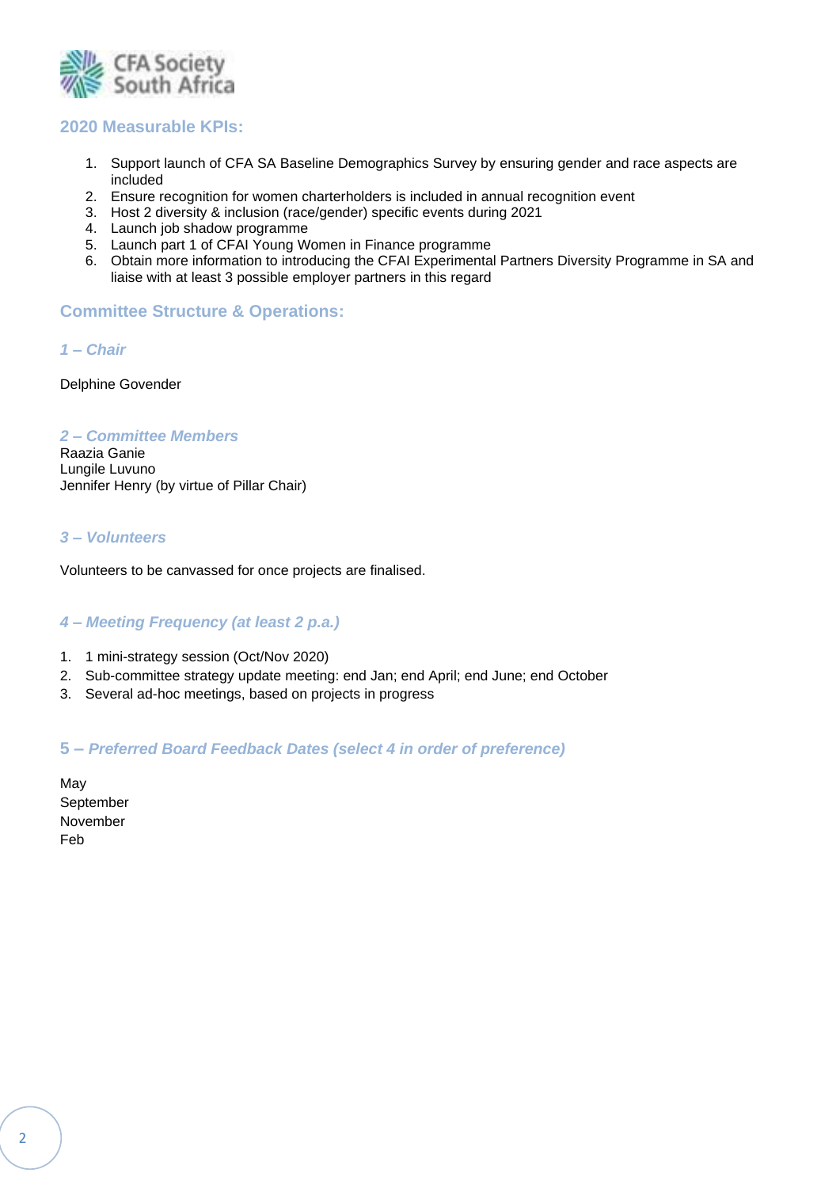## 2020 Measurable KPIs:

1. Support launch of CFA SA Baseline Demographics Survey by ensuring gender and race aspects are included
2. Ensure recognition for women charterholders is included in annual recognition event
3. Host 2 diversity & inclusion (race/gender) specific events during 2021
4. Launch job shadow programme
5. Launch part 1 of CFAI Young Women in Finance programme
6. Obtain more information to introducing the CFAI Experimental Partners Diversity Programme in SA and liaise with at least 3 possible employer partners in this regard

## Committee Structure & Operations:

### *1 – Chair*

Delphine Govender

### *2 – Committee Members*

Raazia Ganie
Lungile Luvuno
Jennifer Henry (by virtue of Pillar Chair)

### *3 – Volunteers*

Volunteers to be canvassed for once projects are finalised.

### *4 – Meeting Frequency (at least 2 p.a.)*

1. 1 mini-strategy session (Oct/Nov 2020)
2. Sub-committee strategy update meeting: end Jan; end April; end June; end October
3. Several ad-hoc meetings, based on projects in progress

### 5 – *Preferred Board Feedback Dates (select 4 in order of preference)*

May
September
November
Feb